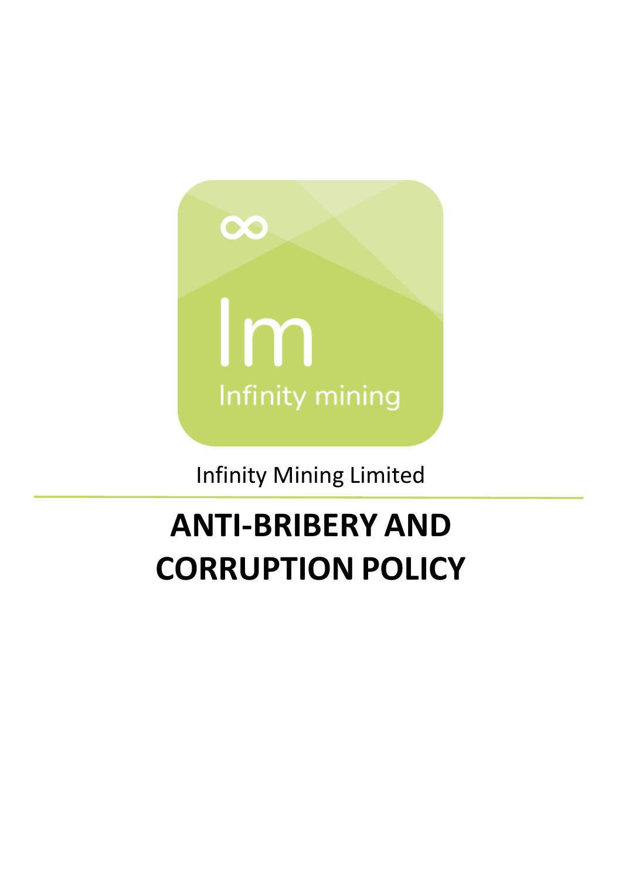Infinity Mining Limited

# ANTI-BRIBERY AND CORRUPTION POLICY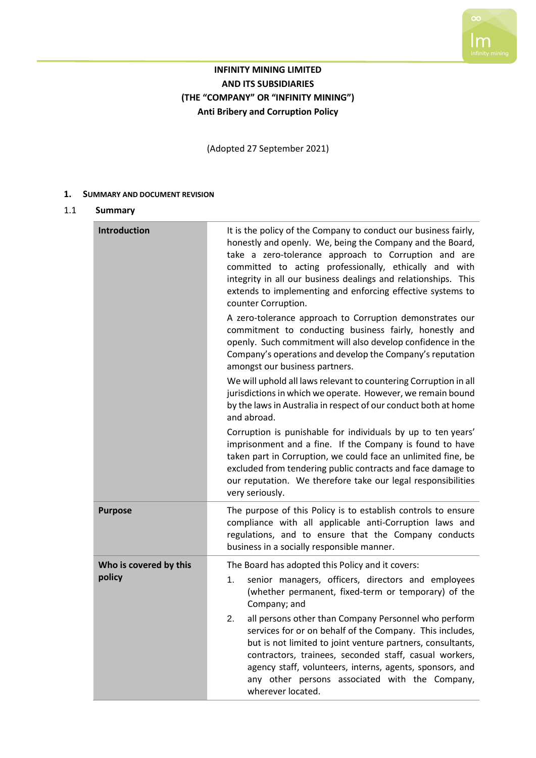**INFINITY MINING LIMITED**
**AND ITS SUBSIDIARIES**
**(THE "COMPANY" OR "INFINITY MINING")**
**Anti Bribery and Corruption Policy**

(Adopted 27 September 2021)

## 1. SUMMARY AND DOCUMENT REVISION

### 1.1 Summary

| | |
|---|---|
| **Introduction** | It is the policy of the Company to conduct our business fairly, honestly and openly. We, being the Company and the Board, take a zero-tolerance approach to Corruption and are committed to acting professionally, ethically and with integrity in all our business dealings and relationships. This extends to implementing and enforcing effective systems to counter Corruption.<br><br>A zero-tolerance approach to Corruption demonstrates our commitment to conducting business fairly, honestly and openly. Such commitment will also develop confidence in the Company's operations and develop the Company's reputation amongst our business partners.<br><br>We will uphold all laws relevant to countering Corruption in all jurisdictions in which we operate. However, we remain bound by the laws in Australia in respect of our conduct both at home and abroad.<br><br>Corruption is punishable for individuals by up to ten years' imprisonment and a fine. If the Company is found to have taken part in Corruption, we could face an unlimited fine, be excluded from tendering public contracts and face damage to our reputation. We therefore take our legal responsibilities very seriously. |
| **Purpose** | The purpose of this Policy is to establish controls to ensure compliance with all applicable anti-Corruption laws and regulations, and to ensure that the Company conducts business in a socially responsible manner. |
| **Who is covered by this policy** | The Board has adopted this Policy and it covers:<br><br>1. senior managers, officers, directors and employees (whether permanent, fixed-term or temporary) of the Company; and<br><br>2. all persons other than Company Personnel who perform services for or on behalf of the Company. This includes, but is not limited to joint venture partners, consultants, contractors, trainees, seconded staff, casual workers, agency staff, volunteers, interns, agents, sponsors, and any other persons associated with the Company, wherever located. |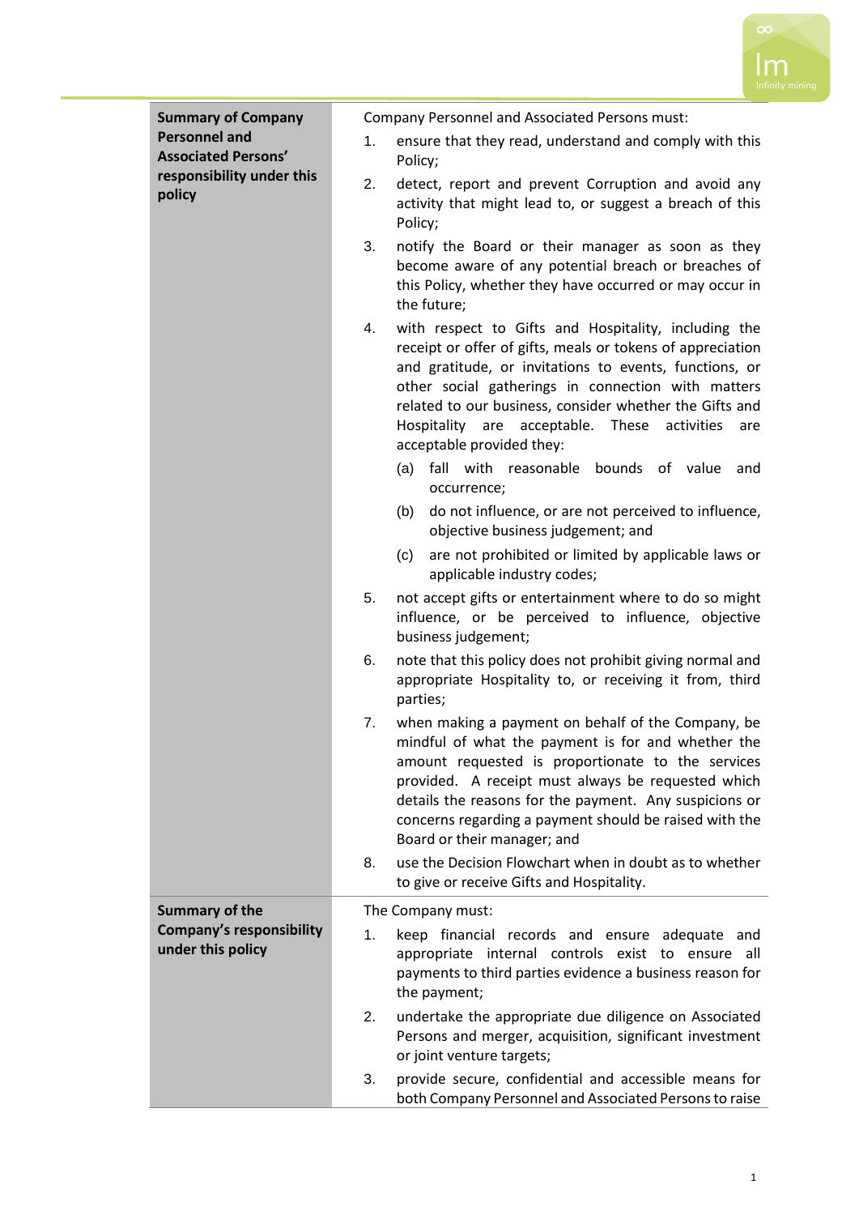| | |
|---|---|
| **Summary of Company Personnel and Associated Persons' responsibility under this policy** | Company Personnel and Associated Persons must:<br>1. ensure that they read, understand and comply with this Policy;<br>2. detect, report and prevent Corruption and avoid any activity that might lead to, or suggest a breach of this Policy;<br>3. notify the Board or their manager as soon as they become aware of any potential breach or breaches of this Policy, whether they have occurred or may occur in the future;<br>4. with respect to Gifts and Hospitality, including the receipt or offer of gifts, meals or tokens of appreciation and gratitude, or invitations to events, functions, or other social gatherings in connection with matters related to our business, consider whether the Gifts and Hospitality are acceptable. These activities are acceptable provided they:<br>(a) fall with reasonable bounds of value and occurrence;<br>(b) do not influence, or are not perceived to influence, objective business judgement; and<br>(c) are not prohibited or limited by applicable laws or applicable industry codes;<br>5. not accept gifts or entertainment where to do so might influence, or be perceived to influence, objective business judgement;<br>6. note that this policy does not prohibit giving normal and appropriate Hospitality to, or receiving it from, third parties;<br>7. when making a payment on behalf of the Company, be mindful of what the payment is for and whether the amount requested is proportionate to the services provided. A receipt must always be requested which details the reasons for the payment. Any suspicions or concerns regarding a payment should be raised with the Board or their manager; and<br>8. use the Decision Flowchart when in doubt as to whether to give or receive Gifts and Hospitality. |
| **Summary of the Company's responsibility under this policy** | The Company must:<br>1. keep financial records and ensure adequate and appropriate internal controls exist to ensure all payments to third parties evidence a business reason for the payment;<br>2. undertake the appropriate due diligence on Associated Persons and merger, acquisition, significant investment or joint venture targets;<br>3. provide secure, confidential and accessible means for both Company Personnel and Associated Persons to raise |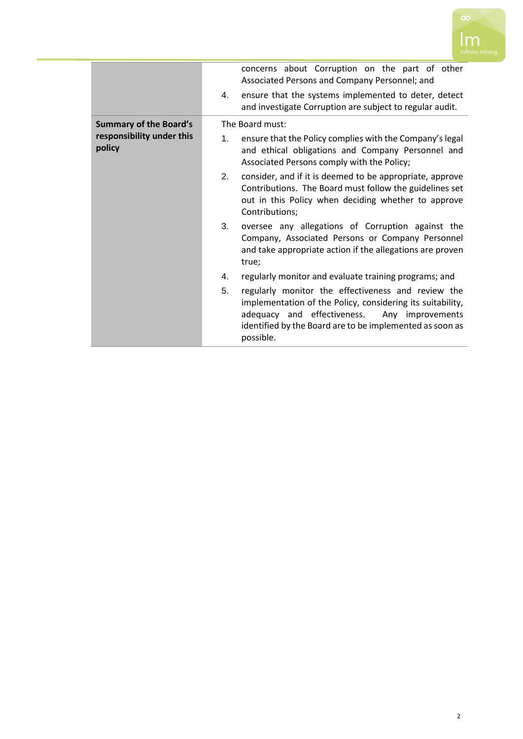| | |
|---|---|
| | concerns about Corruption on the part of other Associated Persons and Company Personnel; and<br>4. ensure that the systems implemented to deter, detect and investigate Corruption are subject to regular audit. |
| **Summary of the Board's responsibility under this policy** | The Board must:<br>1. ensure that the Policy complies with the Company's legal and ethical obligations and Company Personnel and Associated Persons comply with the Policy;<br>2. consider, and if it is deemed to be appropriate, approve Contributions. The Board must follow the guidelines set out in this Policy when deciding whether to approve Contributions;<br>3. oversee any allegations of Corruption against the Company, Associated Persons or Company Personnel and take appropriate action if the allegations are proven true;<br>4. regularly monitor and evaluate training programs; and<br>5. regularly monitor the effectiveness and review the implementation of the Policy, considering its suitability, adequacy and effectiveness. Any improvements identified by the Board are to be implemented as soon as possible. |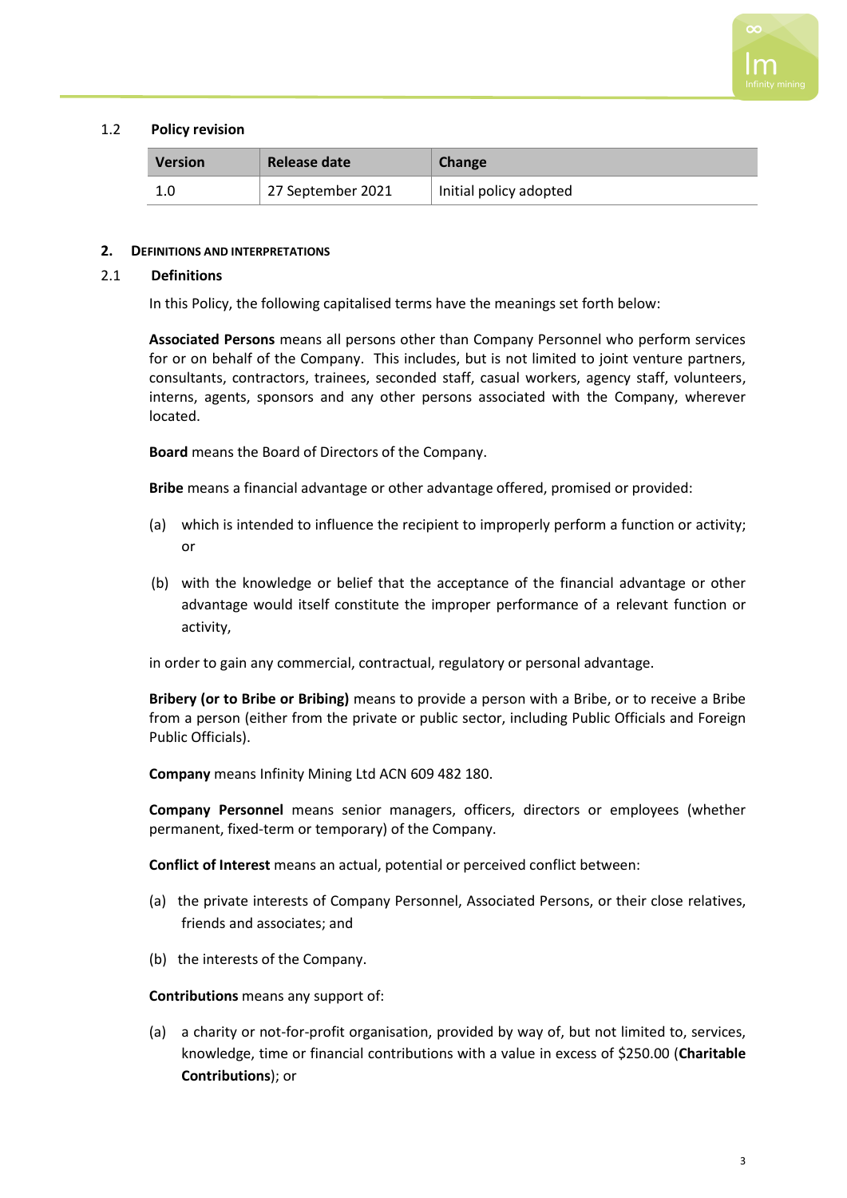### 1.2 Policy revision

| Version | Release date | Change |
| --- | --- | --- |
| 1.0 | 27 September 2021 | Initial policy adopted |

## 2. DEFINITIONS AND INTERPRETATIONS

### 2.1 Definitions

In this Policy, the following capitalised terms have the meanings set forth below:

**Associated Persons** means all persons other than Company Personnel who perform services for or on behalf of the Company. This includes, but is not limited to joint venture partners, consultants, contractors, trainees, seconded staff, casual workers, agency staff, volunteers, interns, agents, sponsors and any other persons associated with the Company, wherever located.

**Board** means the Board of Directors of the Company.

**Bribe** means a financial advantage or other advantage offered, promised or provided:

(a) which is intended to influence the recipient to improperly perform a function or activity; or

(b) with the knowledge or belief that the acceptance of the financial advantage or other advantage would itself constitute the improper performance of a relevant function or activity,

in order to gain any commercial, contractual, regulatory or personal advantage.

**Bribery (or to Bribe or Bribing)** means to provide a person with a Bribe, or to receive a Bribe from a person (either from the private or public sector, including Public Officials and Foreign Public Officials).

**Company** means Infinity Mining Ltd ACN 609 482 180.

**Company Personnel** means senior managers, officers, directors or employees (whether permanent, fixed-term or temporary) of the Company.

**Conflict of Interest** means an actual, potential or perceived conflict between:

(a) the private interests of Company Personnel, Associated Persons, or their close relatives, friends and associates; and

(b) the interests of the Company.

**Contributions** means any support of:

(a) a charity or not-for-profit organisation, provided by way of, but not limited to, services, knowledge, time or financial contributions with a value in excess of $250.00 (**Charitable Contributions**); or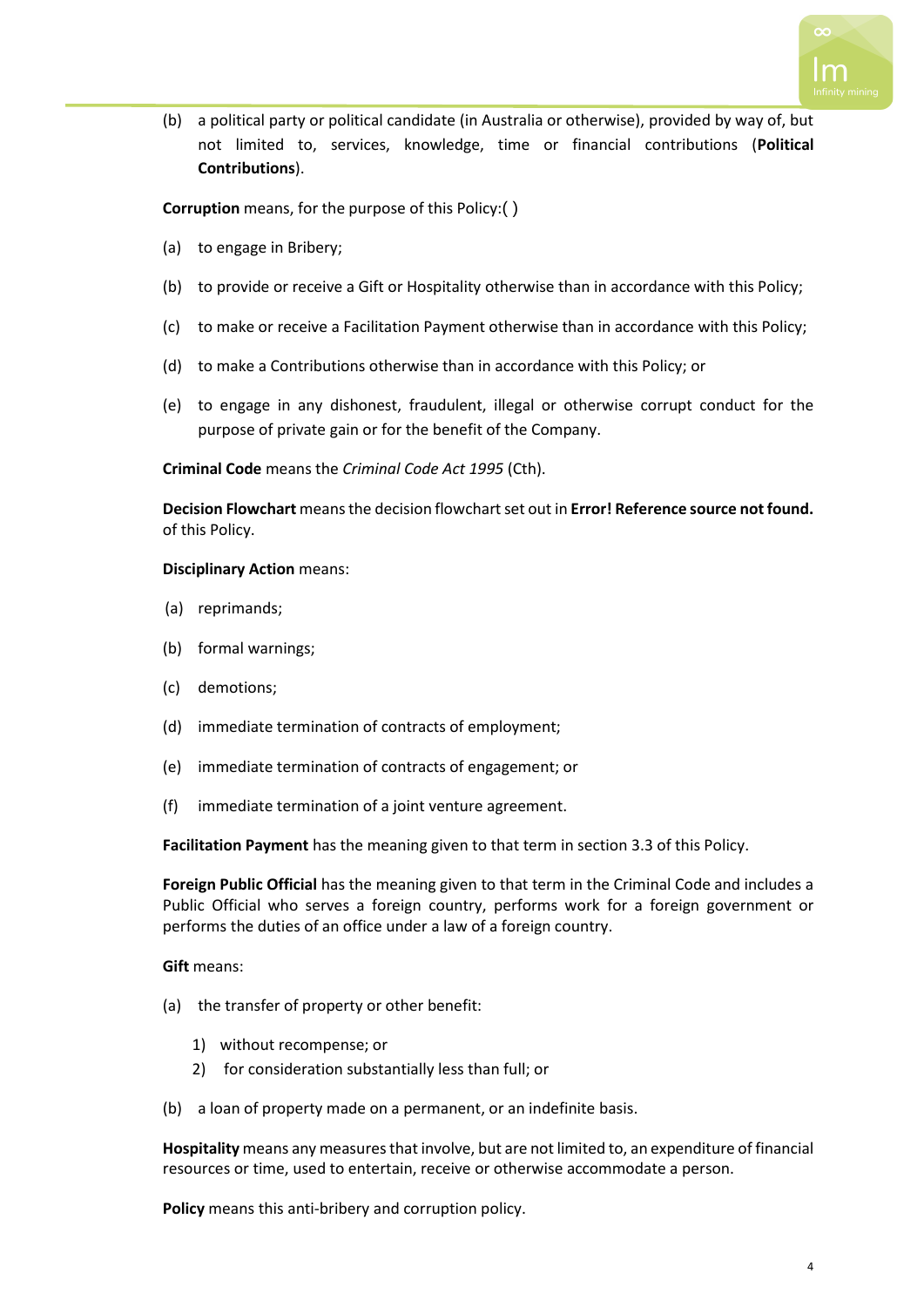(b) a political party or political candidate (in Australia or otherwise), provided by way of, but not limited to, services, knowledge, time or financial contributions (**Political Contributions**).

**Corruption** means, for the purpose of this Policy:( )

(a) to engage in Bribery;

(b) to provide or receive a Gift or Hospitality otherwise than in accordance with this Policy;

(c) to make or receive a Facilitation Payment otherwise than in accordance with this Policy;

(d) to make a Contributions otherwise than in accordance with this Policy; or

(e) to engage in any dishonest, fraudulent, illegal or otherwise corrupt conduct for the purpose of private gain or for the benefit of the Company.

**Criminal Code** means the *Criminal Code Act 1995* (Cth).

**Decision Flowchart** means the decision flowchart set out in **Error! Reference source not found.** of this Policy.

**Disciplinary Action** means:

(a) reprimands;

(b) formal warnings;

(c) demotions;

(d) immediate termination of contracts of employment;

(e) immediate termination of contracts of engagement; or

(f) immediate termination of a joint venture agreement.

**Facilitation Payment** has the meaning given to that term in section 3.3 of this Policy.

**Foreign Public Official** has the meaning given to that term in the Criminal Code and includes a Public Official who serves a foreign country, performs work for a foreign government or performs the duties of an office under a law of a foreign country.

**Gift** means:

(a) the transfer of property or other benefit:

   1) without recompense; or
   2) for consideration substantially less than full; or

(b) a loan of property made on a permanent, or an indefinite basis.

**Hospitality** means any measures that involve, but are not limited to, an expenditure of financial resources or time, used to entertain, receive or otherwise accommodate a person.

**Policy** means this anti-bribery and corruption policy.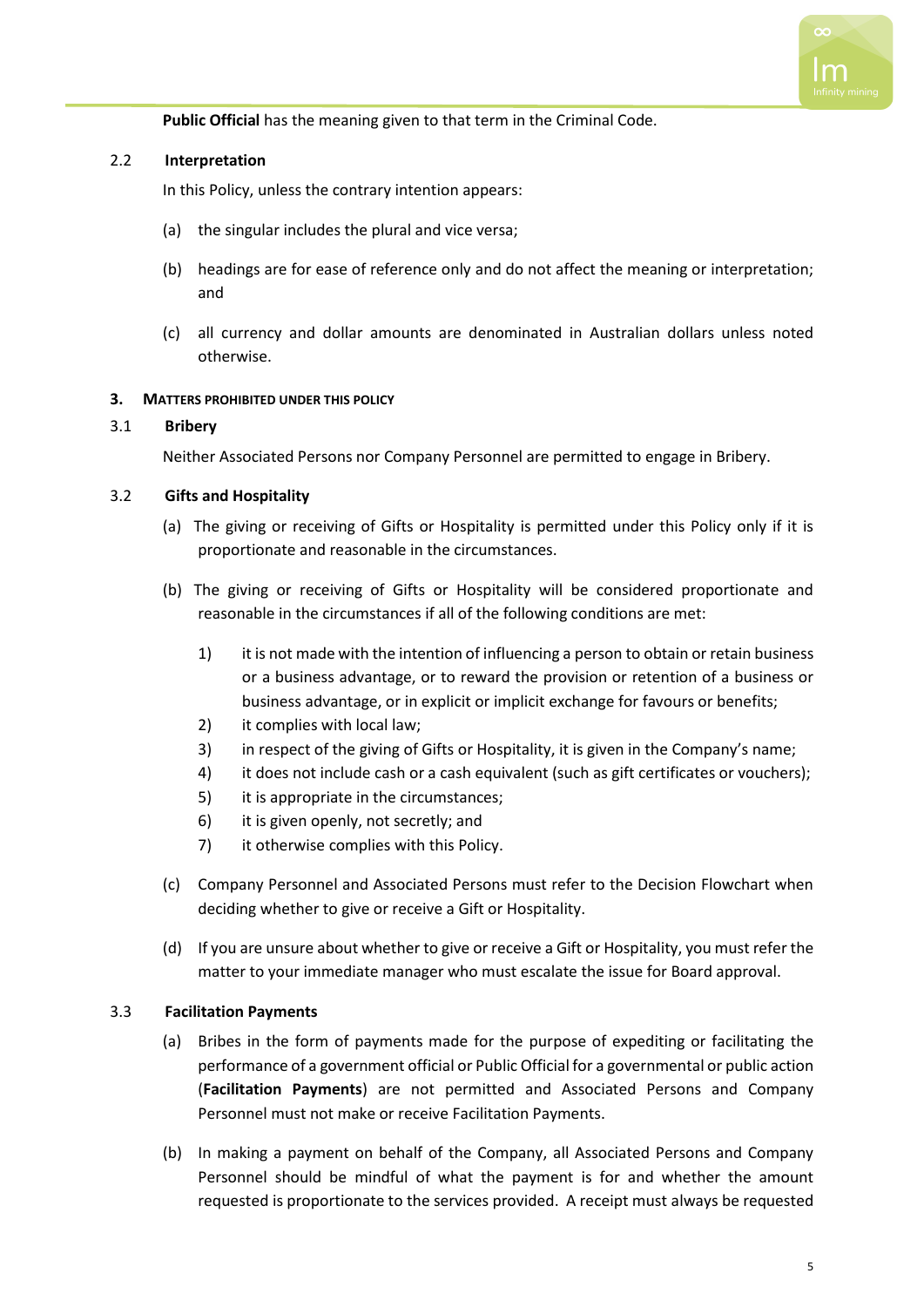**Public Official** has the meaning given to that term in the Criminal Code.

### 2.2 Interpretation

In this Policy, unless the contrary intention appears:

(a) the singular includes the plural and vice versa;

(b) headings are for ease of reference only and do not affect the meaning or interpretation; and

(c) all currency and dollar amounts are denominated in Australian dollars unless noted otherwise.

## 3. Matters Prohibited Under This Policy

### 3.1 Bribery

Neither Associated Persons nor Company Personnel are permitted to engage in Bribery.

### 3.2 Gifts and Hospitality

(a) The giving or receiving of Gifts or Hospitality is permitted under this Policy only if it is proportionate and reasonable in the circumstances.

(b) The giving or receiving of Gifts or Hospitality will be considered proportionate and reasonable in the circumstances if all of the following conditions are met:

1) it is not made with the intention of influencing a person to obtain or retain business or a business advantage, or to reward the provision or retention of a business or business advantage, or in explicit or implicit exchange for favours or benefits;
2) it complies with local law;
3) in respect of the giving of Gifts or Hospitality, it is given in the Company's name;
4) it does not include cash or a cash equivalent (such as gift certificates or vouchers);
5) it is appropriate in the circumstances;
6) it is given openly, not secretly; and
7) it otherwise complies with this Policy.

(c) Company Personnel and Associated Persons must refer to the Decision Flowchart when deciding whether to give or receive a Gift or Hospitality.

(d) If you are unsure about whether to give or receive a Gift or Hospitality, you must refer the matter to your immediate manager who must escalate the issue for Board approval.

### 3.3 Facilitation Payments

(a) Bribes in the form of payments made for the purpose of expediting or facilitating the performance of a government official or Public Official for a governmental or public action (**Facilitation Payments**) are not permitted and Associated Persons and Company Personnel must not make or receive Facilitation Payments.

(b) In making a payment on behalf of the Company, all Associated Persons and Company Personnel should be mindful of what the payment is for and whether the amount requested is proportionate to the services provided. A receipt must always be requested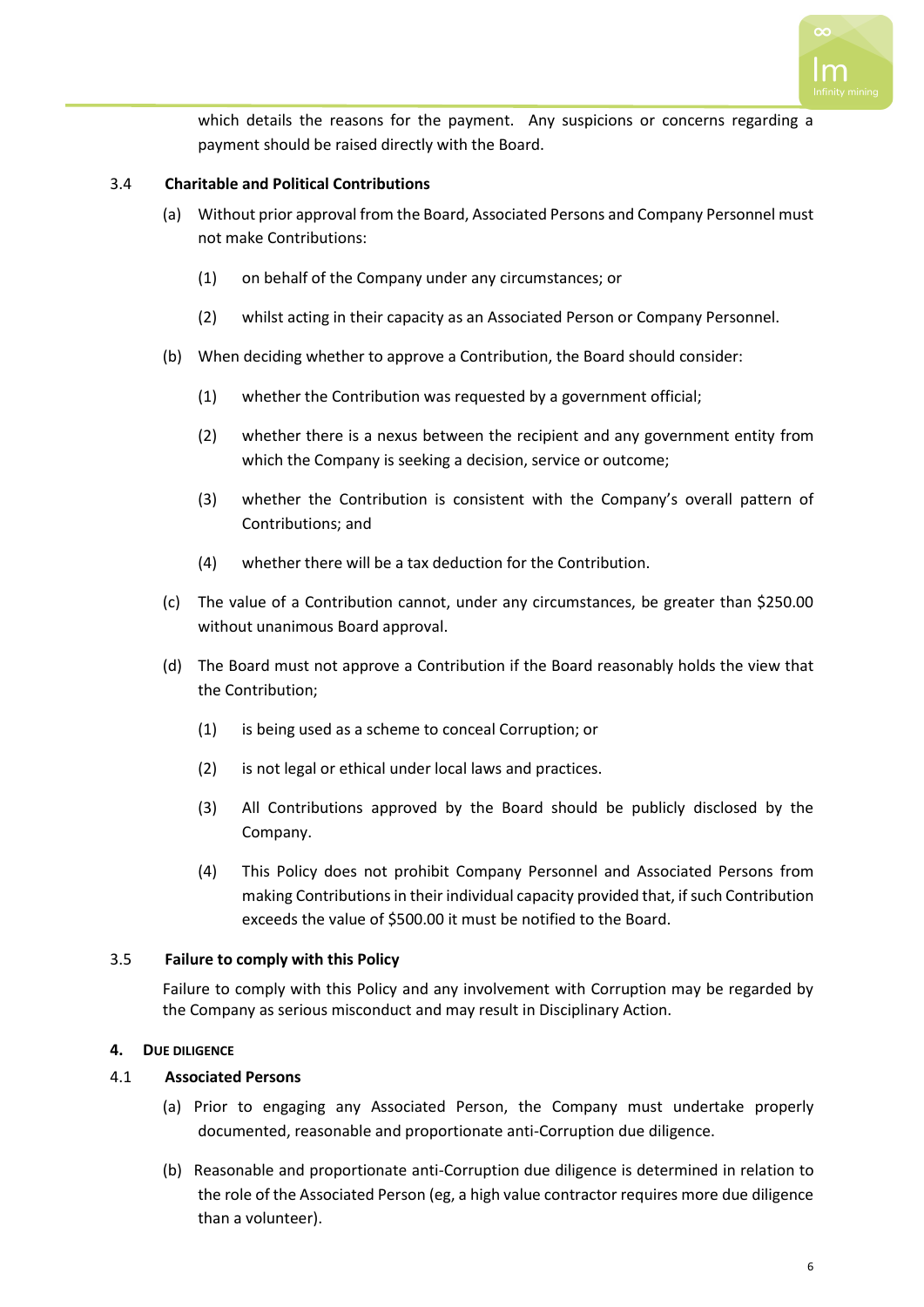which details the reasons for the payment. Any suspicions or concerns regarding a payment should be raised directly with the Board.

3.4 **Charitable and Political Contributions**

(a) Without prior approval from the Board, Associated Persons and Company Personnel must not make Contributions:

(1) on behalf of the Company under any circumstances; or

(2) whilst acting in their capacity as an Associated Person or Company Personnel.

(b) When deciding whether to approve a Contribution, the Board should consider:

(1) whether the Contribution was requested by a government official;

(2) whether there is a nexus between the recipient and any government entity from which the Company is seeking a decision, service or outcome;

(3) whether the Contribution is consistent with the Company's overall pattern of Contributions; and

(4) whether there will be a tax deduction for the Contribution.

(c) The value of a Contribution cannot, under any circumstances, be greater than $250.00 without unanimous Board approval.

(d) The Board must not approve a Contribution if the Board reasonably holds the view that the Contribution;

(1) is being used as a scheme to conceal Corruption; or

(2) is not legal or ethical under local laws and practices.

(3) All Contributions approved by the Board should be publicly disclosed by the Company.

(4) This Policy does not prohibit Company Personnel and Associated Persons from making Contributions in their individual capacity provided that, if such Contribution exceeds the value of $500.00 it must be notified to the Board.

3.5 **Failure to comply with this Policy**

Failure to comply with this Policy and any involvement with Corruption may be regarded by the Company as serious misconduct and may result in Disciplinary Action.

## 4. DUE DILIGENCE

4.1 **Associated Persons**

(a) Prior to engaging any Associated Person, the Company must undertake properly documented, reasonable and proportionate anti-Corruption due diligence.

(b) Reasonable and proportionate anti-Corruption due diligence is determined in relation to the role of the Associated Person (eg, a high value contractor requires more due diligence than a volunteer).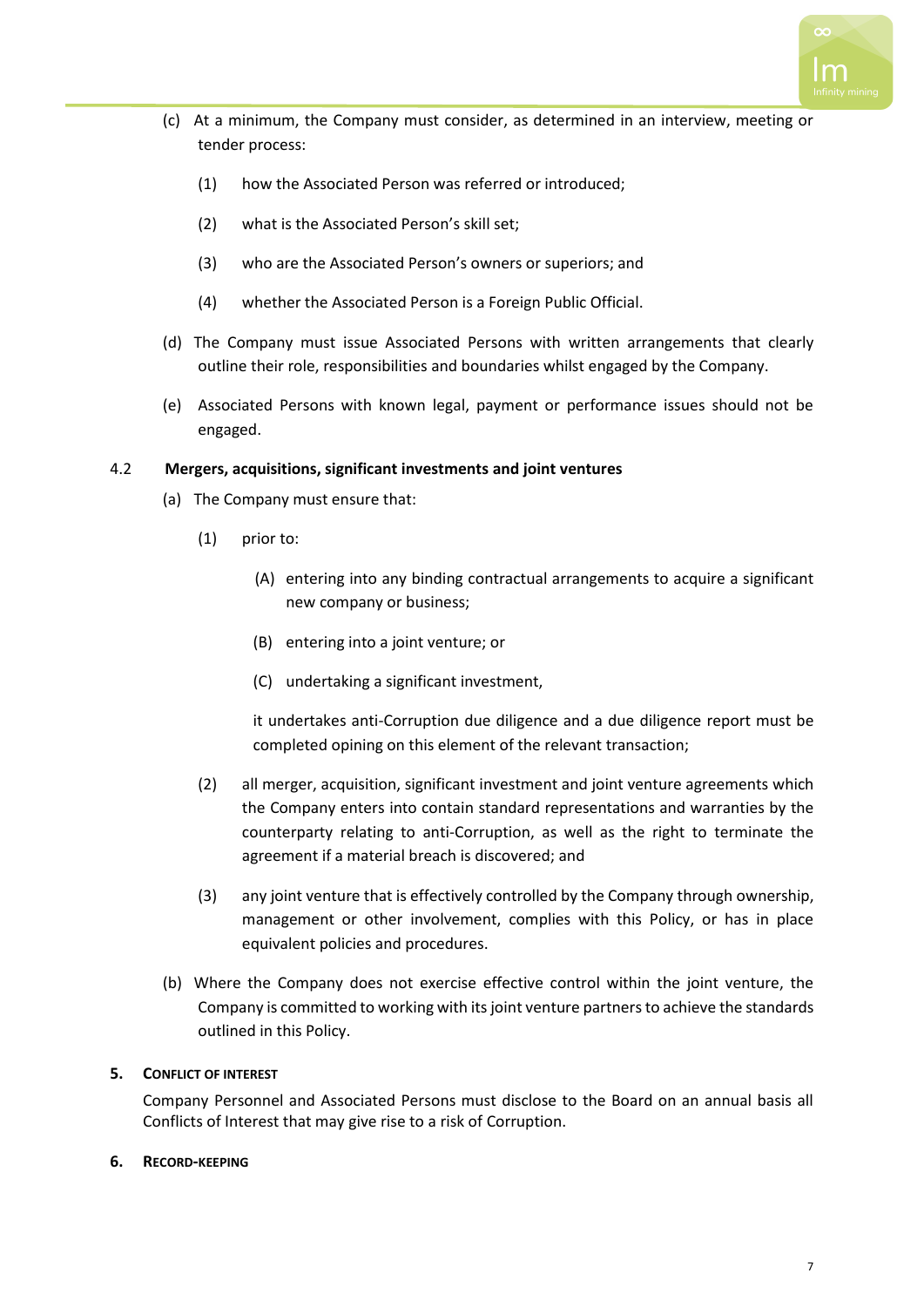(c) At a minimum, the Company must consider, as determined in an interview, meeting or tender process:

  (1) how the Associated Person was referred or introduced;

  (2) what is the Associated Person's skill set;

  (3) who are the Associated Person's owners or superiors; and

  (4) whether the Associated Person is a Foreign Public Official.

(d) The Company must issue Associated Persons with written arrangements that clearly outline their role, responsibilities and boundaries whilst engaged by the Company.

(e) Associated Persons with known legal, payment or performance issues should not be engaged.

### 4.2 Mergers, acquisitions, significant investments and joint ventures

(a) The Company must ensure that:

  (1) prior to:

    (A) entering into any binding contractual arrangements to acquire a significant new company or business;

    (B) entering into a joint venture; or

    (C) undertaking a significant investment,

    it undertakes anti-Corruption due diligence and a due diligence report must be completed opining on this element of the relevant transaction;

  (2) all merger, acquisition, significant investment and joint venture agreements which the Company enters into contain standard representations and warranties by the counterparty relating to anti-Corruption, as well as the right to terminate the agreement if a material breach is discovered; and

  (3) any joint venture that is effectively controlled by the Company through ownership, management or other involvement, complies with this Policy, or has in place equivalent policies and procedures.

(b) Where the Company does not exercise effective control within the joint venture, the Company is committed to working with its joint venture partners to achieve the standards outlined in this Policy.

## 5. CONFLICT OF INTEREST

Company Personnel and Associated Persons must disclose to the Board on an annual basis all Conflicts of Interest that may give rise to a risk of Corruption.

## 6. RECORD-KEEPING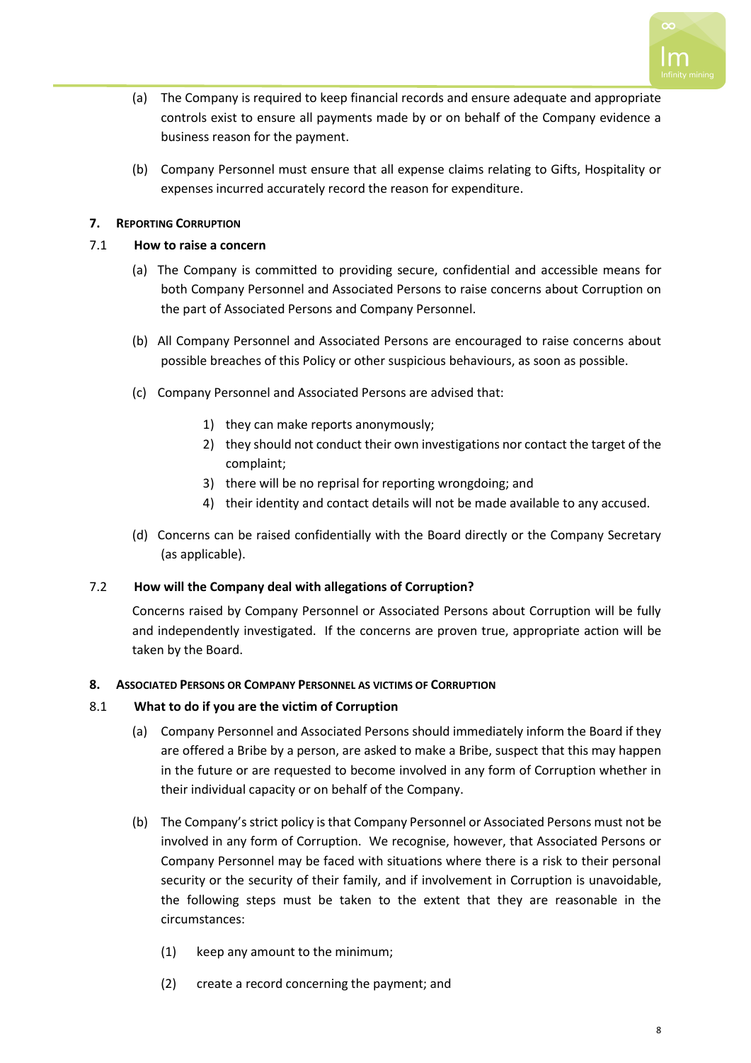(a) The Company is required to keep financial records and ensure adequate and appropriate controls exist to ensure all payments made by or on behalf of the Company evidence a business reason for the payment.

(b) Company Personnel must ensure that all expense claims relating to Gifts, Hospitality or expenses incurred accurately record the reason for expenditure.

## 7. Reporting Corruption

### 7.1 How to raise a concern

(a) The Company is committed to providing secure, confidential and accessible means for both Company Personnel and Associated Persons to raise concerns about Corruption on the part of Associated Persons and Company Personnel.

(b) All Company Personnel and Associated Persons are encouraged to raise concerns about possible breaches of this Policy or other suspicious behaviours, as soon as possible.

(c) Company Personnel and Associated Persons are advised that:

1) they can make reports anonymously;
2) they should not conduct their own investigations nor contact the target of the complaint;
3) there will be no reprisal for reporting wrongdoing; and
4) their identity and contact details will not be made available to any accused.

(d) Concerns can be raised confidentially with the Board directly or the Company Secretary (as applicable).

### 7.2 How will the Company deal with allegations of Corruption?

Concerns raised by Company Personnel or Associated Persons about Corruption will be fully and independently investigated. If the concerns are proven true, appropriate action will be taken by the Board.

## 8. Associated Persons or Company Personnel as victims of Corruption

### 8.1 What to do if you are the victim of Corruption

(a) Company Personnel and Associated Persons should immediately inform the Board if they are offered a Bribe by a person, are asked to make a Bribe, suspect that this may happen in the future or are requested to become involved in any form of Corruption whether in their individual capacity or on behalf of the Company.

(b) The Company's strict policy is that Company Personnel or Associated Persons must not be involved in any form of Corruption. We recognise, however, that Associated Persons or Company Personnel may be faced with situations where there is a risk to their personal security or the security of their family, and if involvement in Corruption is unavoidable, the following steps must be taken to the extent that they are reasonable in the circumstances:

(1) keep any amount to the minimum;

(2) create a record concerning the payment; and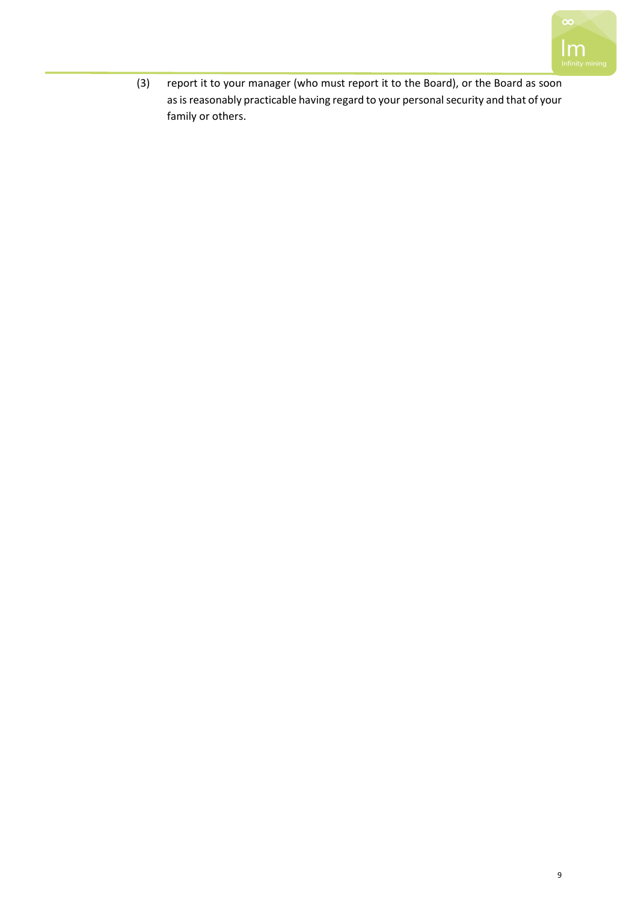(3) report it to your manager (who must report it to the Board), or the Board as soon as is reasonably practicable having regard to your personal security and that of your family or others.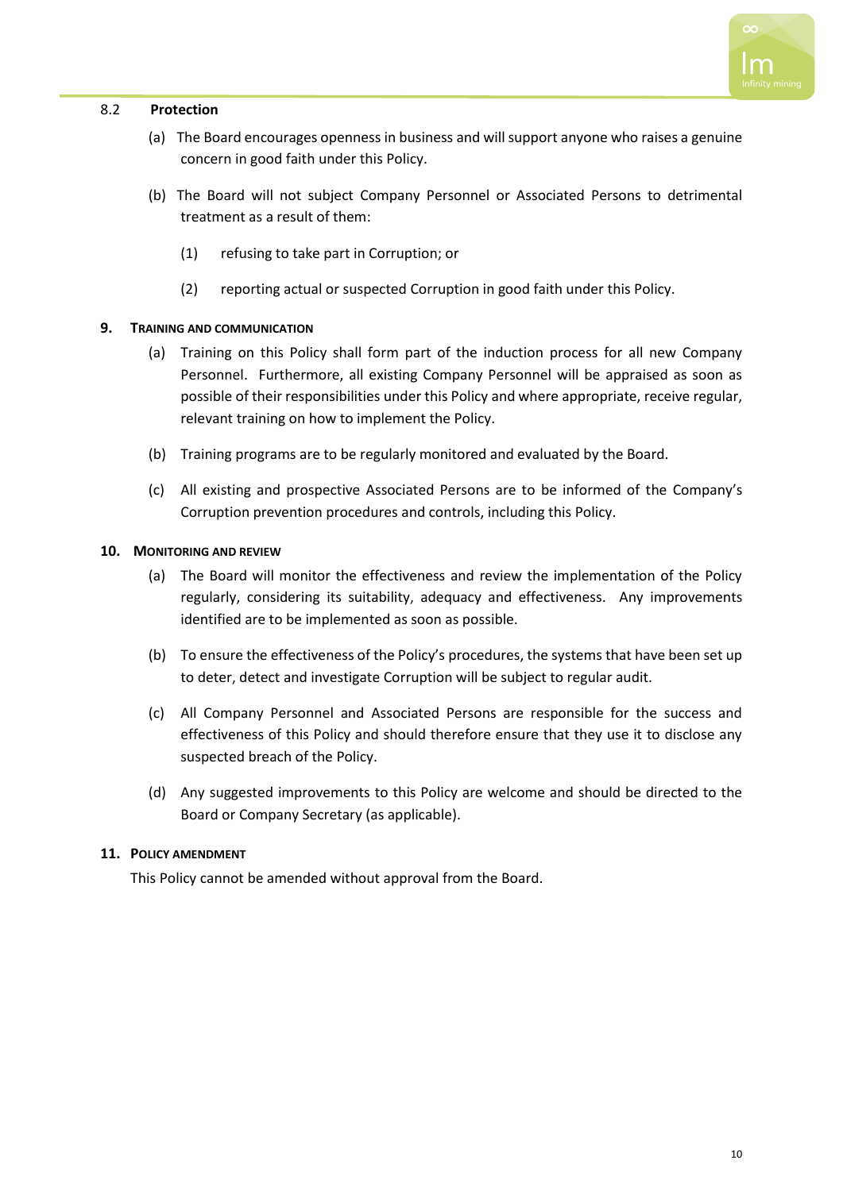### 8.2 Protection

(a) The Board encourages openness in business and will support anyone who raises a genuine concern in good faith under this Policy.

(b) The Board will not subject Company Personnel or Associated Persons to detrimental treatment as a result of them:

(1) refusing to take part in Corruption; or

(2) reporting actual or suspected Corruption in good faith under this Policy.

## 9. Training and communication

(a) Training on this Policy shall form part of the induction process for all new Company Personnel. Furthermore, all existing Company Personnel will be appraised as soon as possible of their responsibilities under this Policy and where appropriate, receive regular, relevant training on how to implement the Policy.

(b) Training programs are to be regularly monitored and evaluated by the Board.

(c) All existing and prospective Associated Persons are to be informed of the Company's Corruption prevention procedures and controls, including this Policy.

## 10. Monitoring and review

(a) The Board will monitor the effectiveness and review the implementation of the Policy regularly, considering its suitability, adequacy and effectiveness. Any improvements identified are to be implemented as soon as possible.

(b) To ensure the effectiveness of the Policy's procedures, the systems that have been set up to deter, detect and investigate Corruption will be subject to regular audit.

(c) All Company Personnel and Associated Persons are responsible for the success and effectiveness of this Policy and should therefore ensure that they use it to disclose any suspected breach of the Policy.

(d) Any suggested improvements to this Policy are welcome and should be directed to the Board or Company Secretary (as applicable).

## 11. Policy amendment

This Policy cannot be amended without approval from the Board.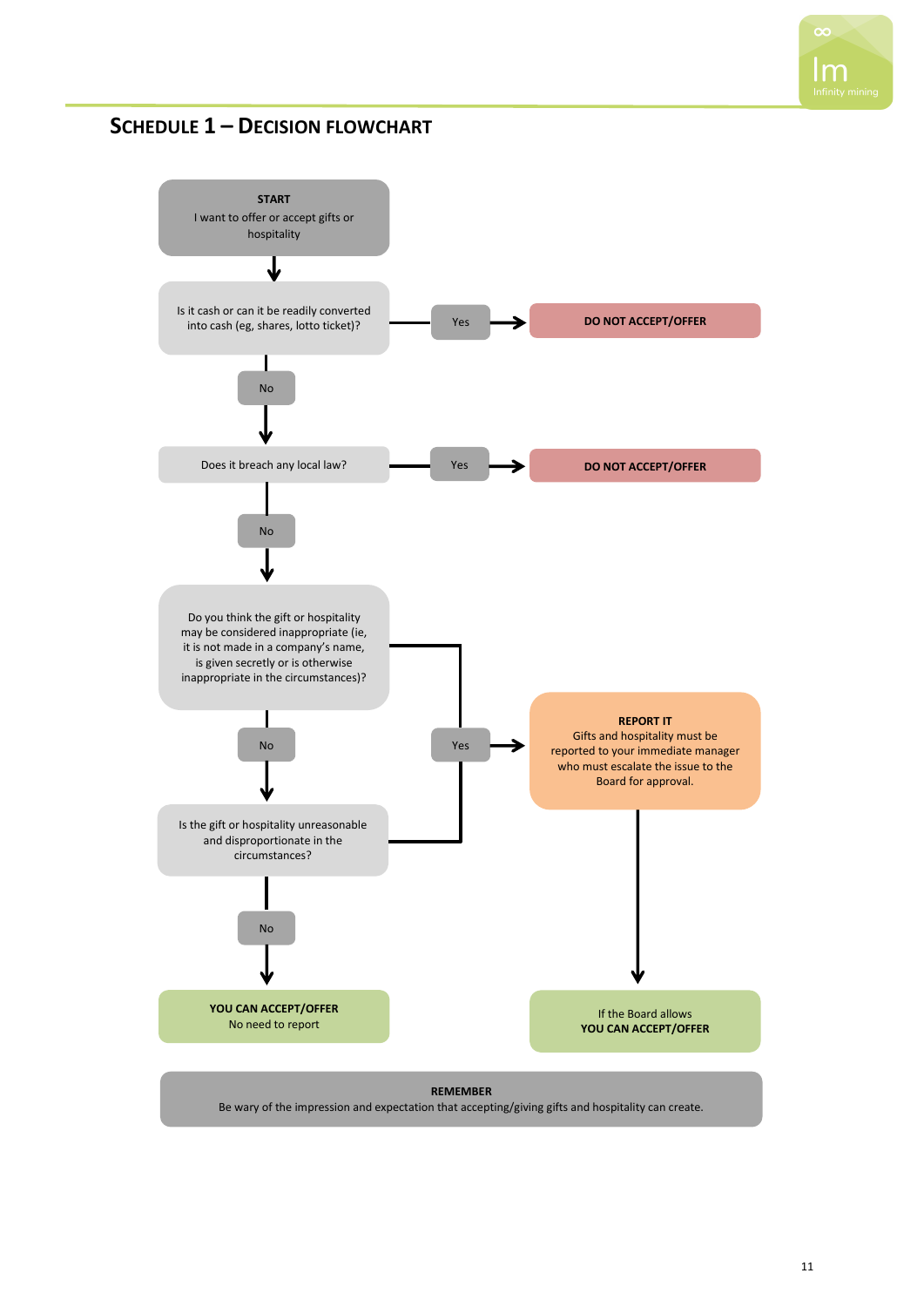## Schedule 1 – Decision Flowchart

**START**
I want to offer or accept gifts or hospitality

Is it cash or can it be readily converted into cash (eg, shares, lotto ticket)?

Yes

**DO NOT ACCEPT/OFFER**

No

Does it breach any local law?

Yes

**DO NOT ACCEPT/OFFER**

No

Do you think the gift or hospitality may be considered inappropriate (ie, it is not made in a company's name, is given secretly or is otherwise inappropriate in the circumstances)?

No

Yes

**REPORT IT**
Gifts and hospitality must be reported to your immediate manager who must escalate the issue to the Board for approval.

Is the gift or hospitality unreasonable and disproportionate in the circumstances?

No

**YOU CAN ACCEPT/OFFER**
No need to report

If the Board allows
**YOU CAN ACCEPT/OFFER**

**REMEMBER**
Be wary of the impression and expectation that accepting/giving gifts and hospitality can create.